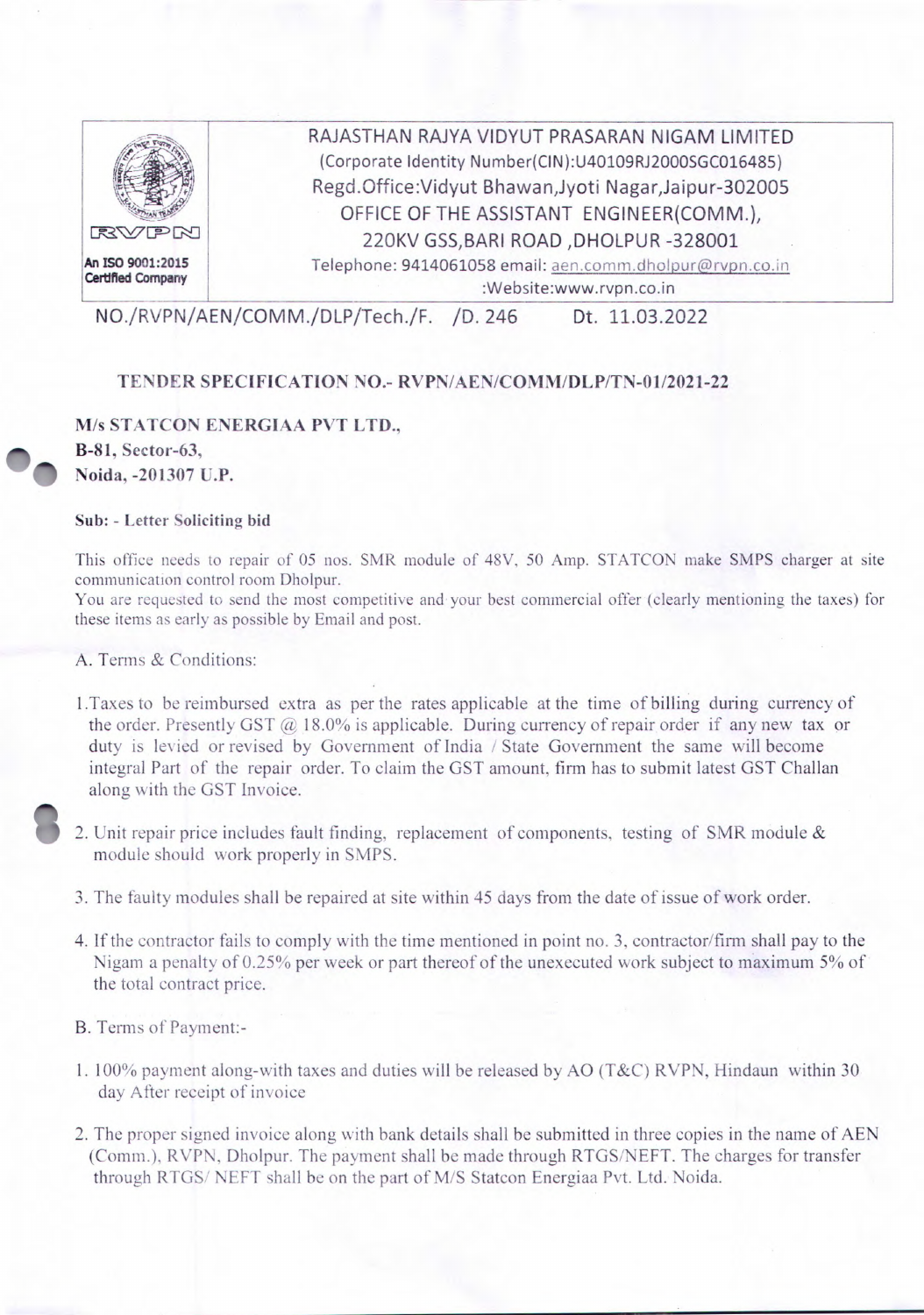RAJASTHAN RAJYA VIDYUT PRASARAN NIGAM LIMITED
(Corporate Identity Number(CIN):U40109RJ2000SGC016485)
Regd.Office:Vidyut Bhawan,Jyoti Nagar,Jaipur-302005
OFFICE OF THE ASSISTANT ENGINEER(COMM.),
220KV GSS,BARI ROAD ,DHOLPUR -328001
Telephone: 9414061058 email: aen.comm.dholpur@rvpn.co.in
:Website:www.rvpn.co.in

RVPN
An ISO 9001:2015 Certified Company

NO./RVPN/AEN/COMM./DLP/Tech./F. /D. 246 Dt. 11.03.2022

**TENDER SPECIFICATION NO.- RVPN/AEN/COMM/DLP/TN-01/2021-22**

**M/s STATCON ENERGIAA PVT LTD.,**
**B-81, Sector-63,**
**Noida, -201307 U.P.**

**Sub: - Letter Soliciting bid**

This office needs to repair of 05 nos. SMR module of 48V, 50 Amp. STATCON make SMPS charger at site communication control room Dholpur.
You are requested to send the most competitive and your best commercial offer (clearly mentioning the taxes) for these items as early as possible by Email and post.

A. Terms & Conditions:

1. Taxes to be reimbursed extra as per the rates applicable at the time of billing during currency of the order. Presently GST @ 18.0% is applicable. During currency of repair order if any new tax or duty is levied or revised by Government of India / State Government the same will become integral Part of the repair order. To claim the GST amount, firm has to submit latest GST Challan along with the GST Invoice.

2. Unit repair price includes fault finding, replacement of components, testing of SMR module & module should work properly in SMPS.

3. The faulty modules shall be repaired at site within 45 days from the date of issue of work order.

4. If the contractor fails to comply with the time mentioned in point no. 3, contractor/firm shall pay to the Nigam a penalty of 0.25% per week or part thereof of the unexecuted work subject to maximum 5% of the total contract price.

B. Terms of Payment:-

1. 100% payment along-with taxes and duties will be released by AO (T&C) RVPN, Hindaun within 30 day After receipt of invoice

2. The proper signed invoice along with bank details shall be submitted in three copies in the name of AEN (Comm.), RVPN, Dholpur. The payment shall be made through RTGS/NEFT. The charges for transfer through RTGS/ NEFT shall be on the part of M/S Statcon Energiaa Pvt. Ltd. Noida.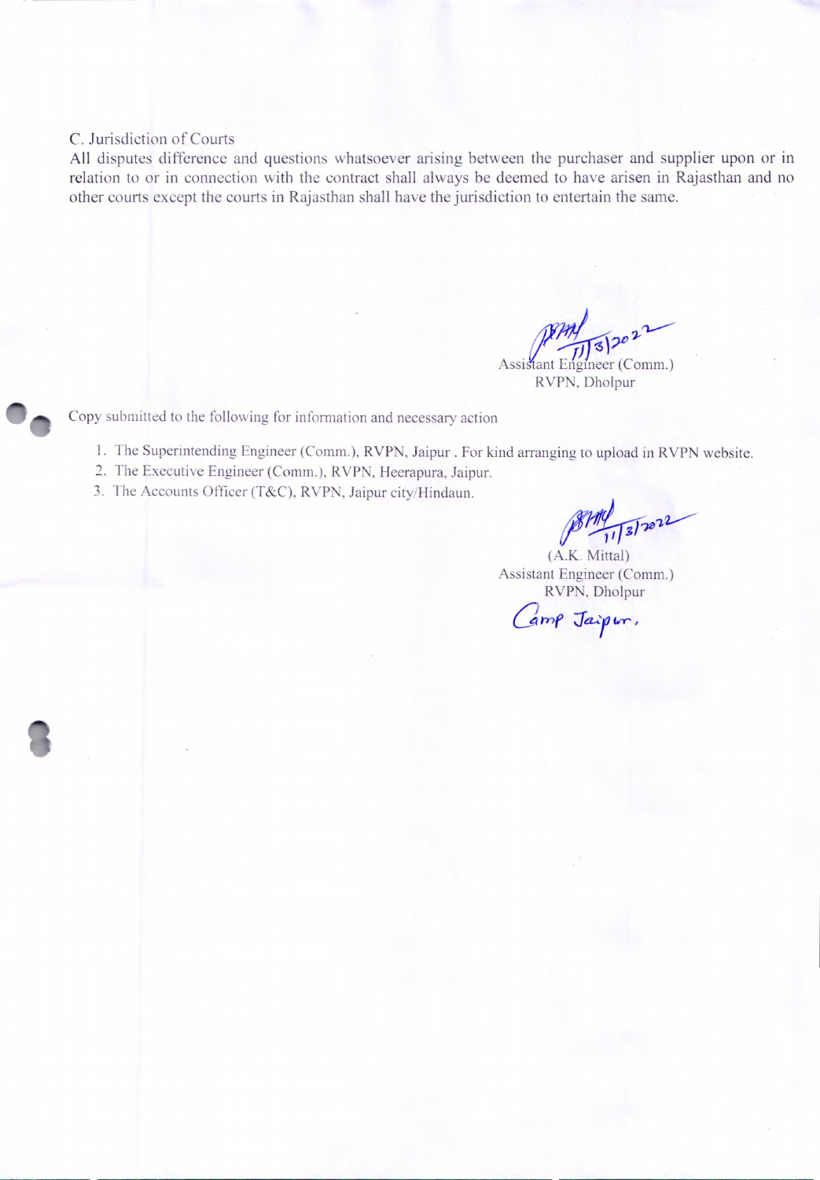C. Jurisdiction of Courts

All disputes difference and questions whatsoever arising between the purchaser and supplier upon or in relation to or in connection with the contract shall always be deemed to have arisen in Rajasthan and no other courts except the courts in Rajasthan shall have the jurisdiction to entertain the same.

11/3/2022

Assistant Engineer (Comm.)
RVPN, Dholpur

Copy submitted to the following for information and necessary action

1. The Superintending Engineer (Comm.), RVPN, Jaipur . For kind arranging to upload in RVPN website.
2. The Executive Engineer (Comm.), RVPN, Heerapura, Jaipur.
3. The Accounts Officer (T&C), RVPN, Jaipur city/Hindaun.

11/3/2022

(A.K. Mittal)
Assistant Engineer (Comm.)
RVPN, Dholpur
Camp Jaipur,